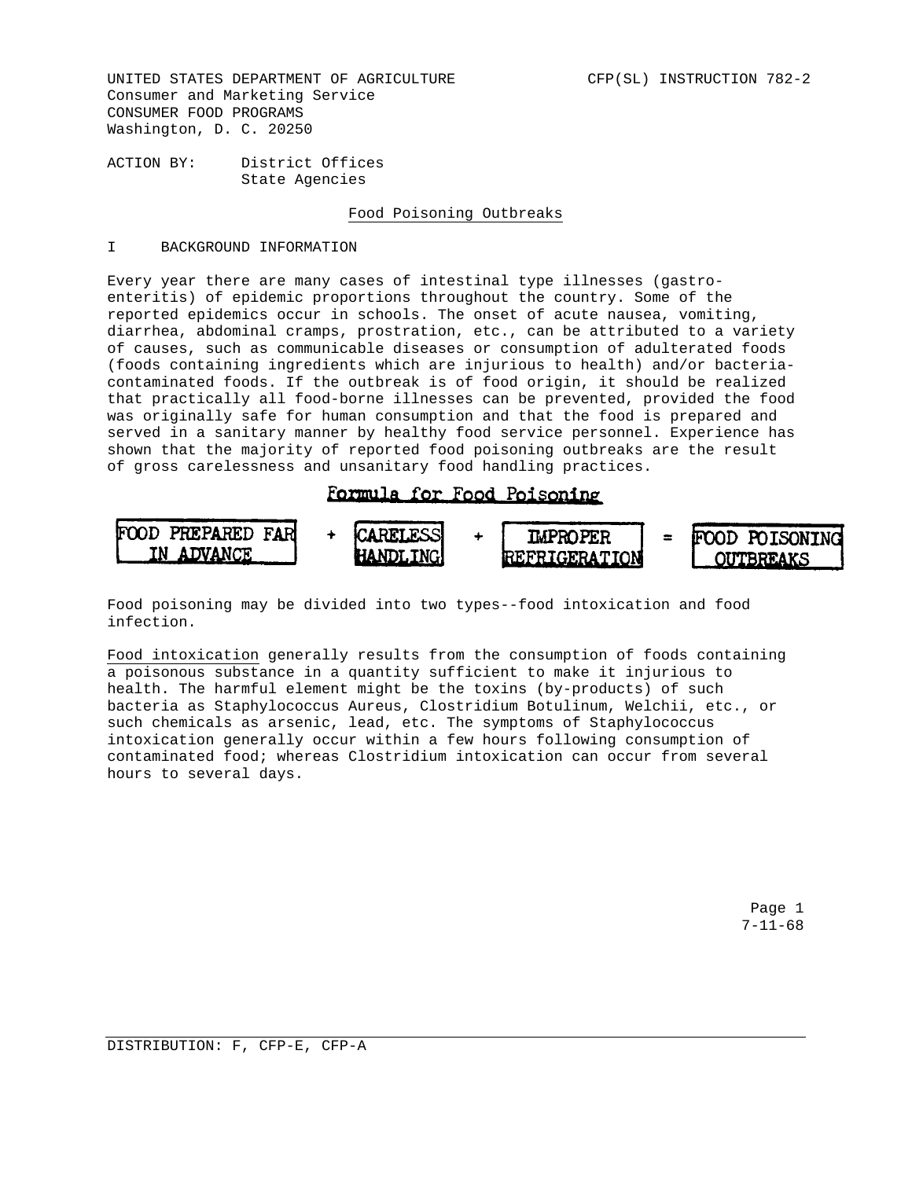UNITED STATES DEPARTMENT OF AGRICULTURE
Consumer and Marketing Service
CONSUMER FOOD PROGRAMS
Washington, D. C. 20250

CFP(SL) INSTRUCTION 782-2

ACTION BY: District Offices
State Agencies

# Food Poisoning Outbreaks

## I BACKGROUND INFORMATION

Every year there are many cases of intestinal type illnesses (gastro-enteritis) of epidemic proportions throughout the country. Some of the reported epidemics occur in schools. The onset of acute nausea, vomiting, diarrhea, abdominal cramps, prostration, etc., can be attributed to a variety of causes, such as communicable diseases or consumption of adulterated foods (foods containing ingredients which are injurious to health) and/or bacteria-contaminated foods. If the outbreak is of food origin, it should be realized that practically all food-borne illnesses can be prevented, provided the food was originally safe for human consumption and that the food is prepared and served in a sanitary manner by healthy food service personnel. Experience has shown that the majority of reported food poisoning outbreaks are the result of gross carelessness and unsanitary food handling practices.

**Formula for Food Poisoning**

FOOD PREPARED FAR IN ADVANCE + CARELESS HANDLING + IMPROPER REFRIGERATION = FOOD POISONING OUTBREAKS

Food poisoning may be divided into two types--food intoxication and food infection.

Food intoxication generally results from the consumption of foods containing a poisonous substance in a quantity sufficient to make it injurious to health. The harmful element might be the toxins (by-products) of such bacteria as Staphylococcus Aureus, Clostridium Botulinum, Welchii, etc., or such chemicals as arsenic, lead, etc. The symptoms of Staphylococcus intoxication generally occur within a few hours following consumption of contaminated food; whereas Clostridium intoxication can occur from several hours to several days.

7-11-68

DISTRIBUTION: F, CFP-E, CFP-A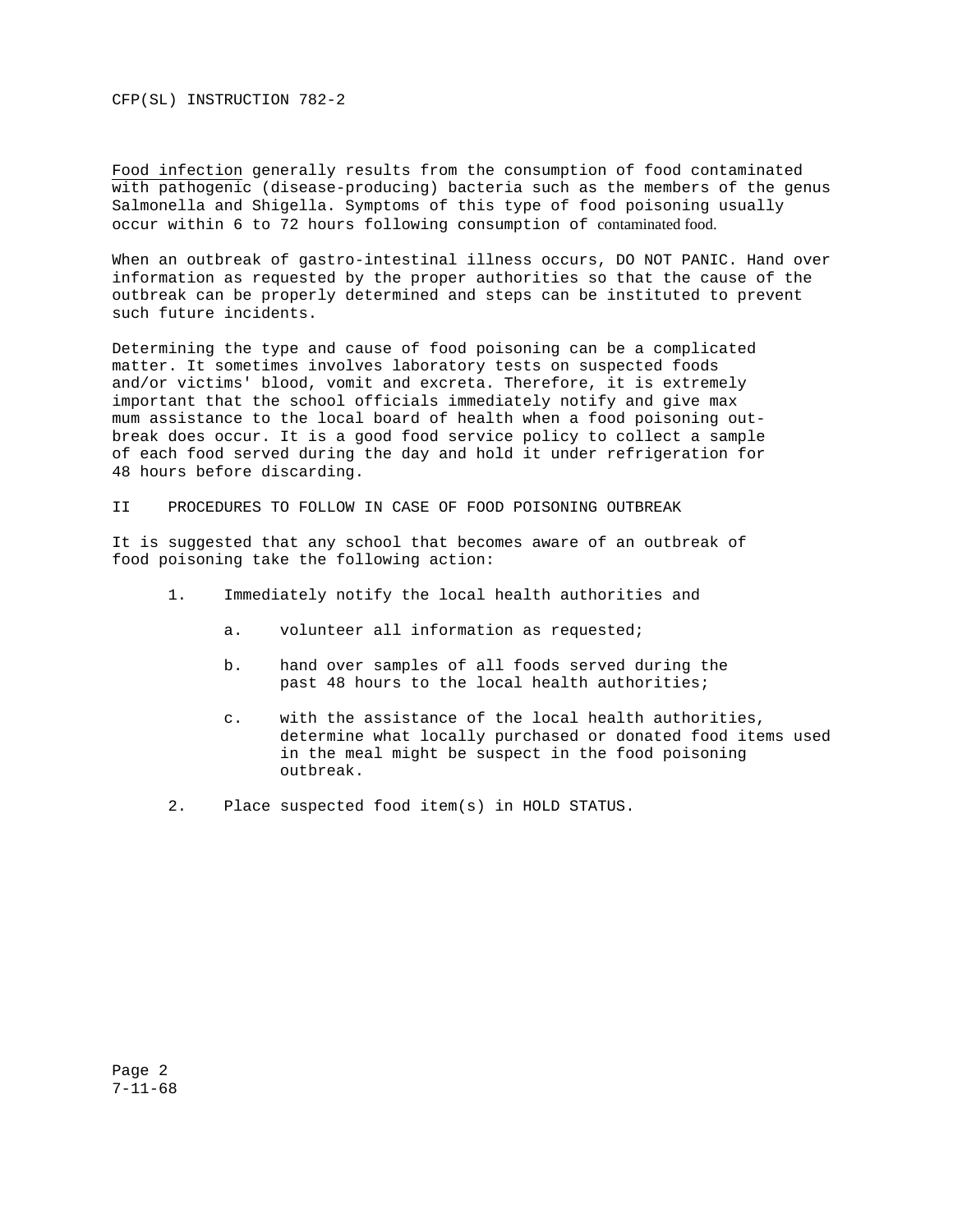Food infection generally results from the consumption of food contaminated with pathogenic (disease-producing) bacteria such as the members of the genus Salmonella and Shigella. Symptoms of this type of food poisoning usually occur within 6 to 72 hours following consumption of contaminated food.

When an outbreak of gastro-intestinal illness occurs, DO NOT PANIC. Hand over information as requested by the proper authorities so that the cause of the outbreak can be properly determined and steps can be instituted to prevent such future incidents.

Determining the type and cause of food poisoning can be a complicated matter. It sometimes involves laboratory tests on suspected foods and/or victims' blood, vomit and excreta. Therefore, it is extremely important that the school officials immediately notify and give max mum assistance to the local board of health when a food poisoning out-break does occur. It is a good food service policy to collect a sample of each food served during the day and hold it under refrigeration for 48 hours before discarding.

## II PROCEDURES TO FOLLOW IN CASE OF FOOD POISONING OUTBREAK

It is suggested that any school that becomes aware of an outbreak of food poisoning take the following action:

1. Immediately notify the local health authorities and

   a. volunteer all information as requested;

   b. hand over samples of all foods served during the past 48 hours to the local health authorities;

   c. with the assistance of the local health authorities, determine what locally purchased or donated food items used in the meal might be suspect in the food poisoning outbreak.

2. Place suspected food item(s) in HOLD STATUS.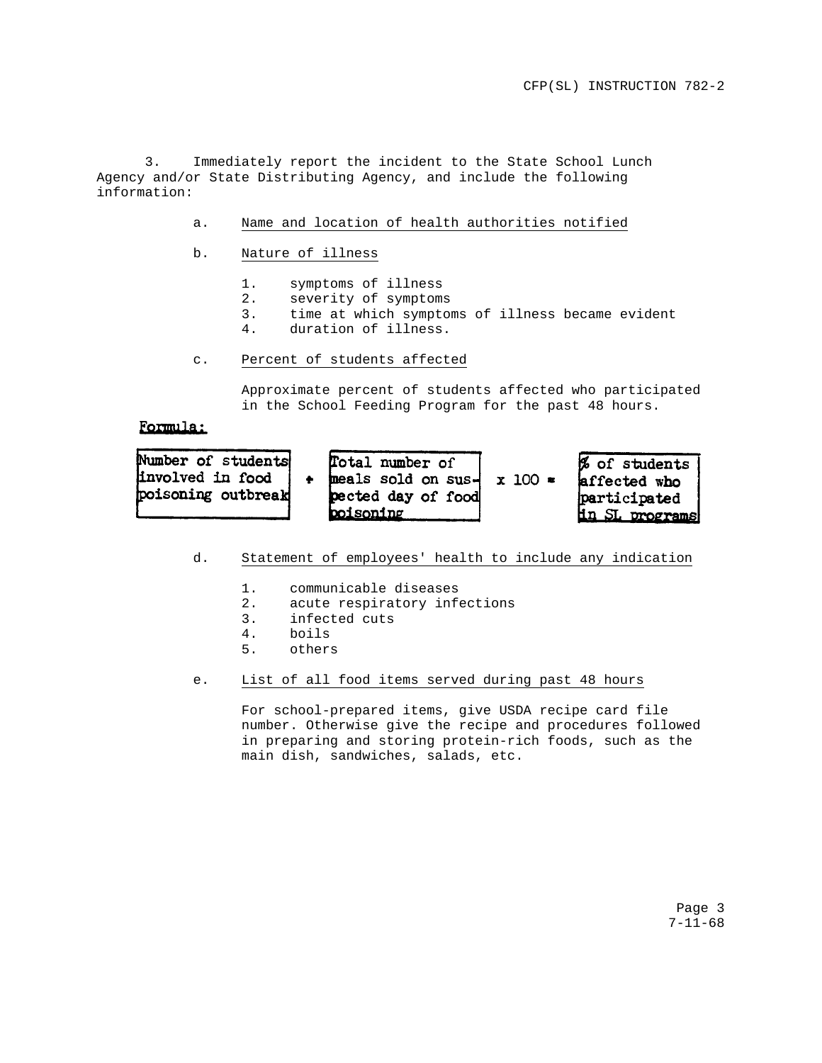3. Immediately report the incident to the State School Lunch Agency and/or State Distributing Agency, and include the following information:

a. Name and location of health authorities notified

b. Nature of illness

1. symptoms of illness
2. severity of symptoms
3. time at which symptoms of illness became evident
4. duration of illness.

c. Percent of students affected

Approximate percent of students affected who participated in the School Feeding Program for the past 48 hours.

**Formula:**

| Number of students involved in food poisoning outbreak | ÷ | Total number of meals sold on suspected day of food poisoning | x 100 = | % of students affected who participated in SL programs |
|---|---|---|---|---|

d. Statement of employees' health to include any indication

1. communicable diseases
2. acute respiratory infections
3. infected cuts
4. boils
5. others

e. List of all food items served during past 48 hours

For school-prepared items, give USDA recipe card file number. Otherwise give the recipe and procedures followed in preparing and storing protein-rich foods, such as the main dish, sandwiches, salads, etc.

7-11-68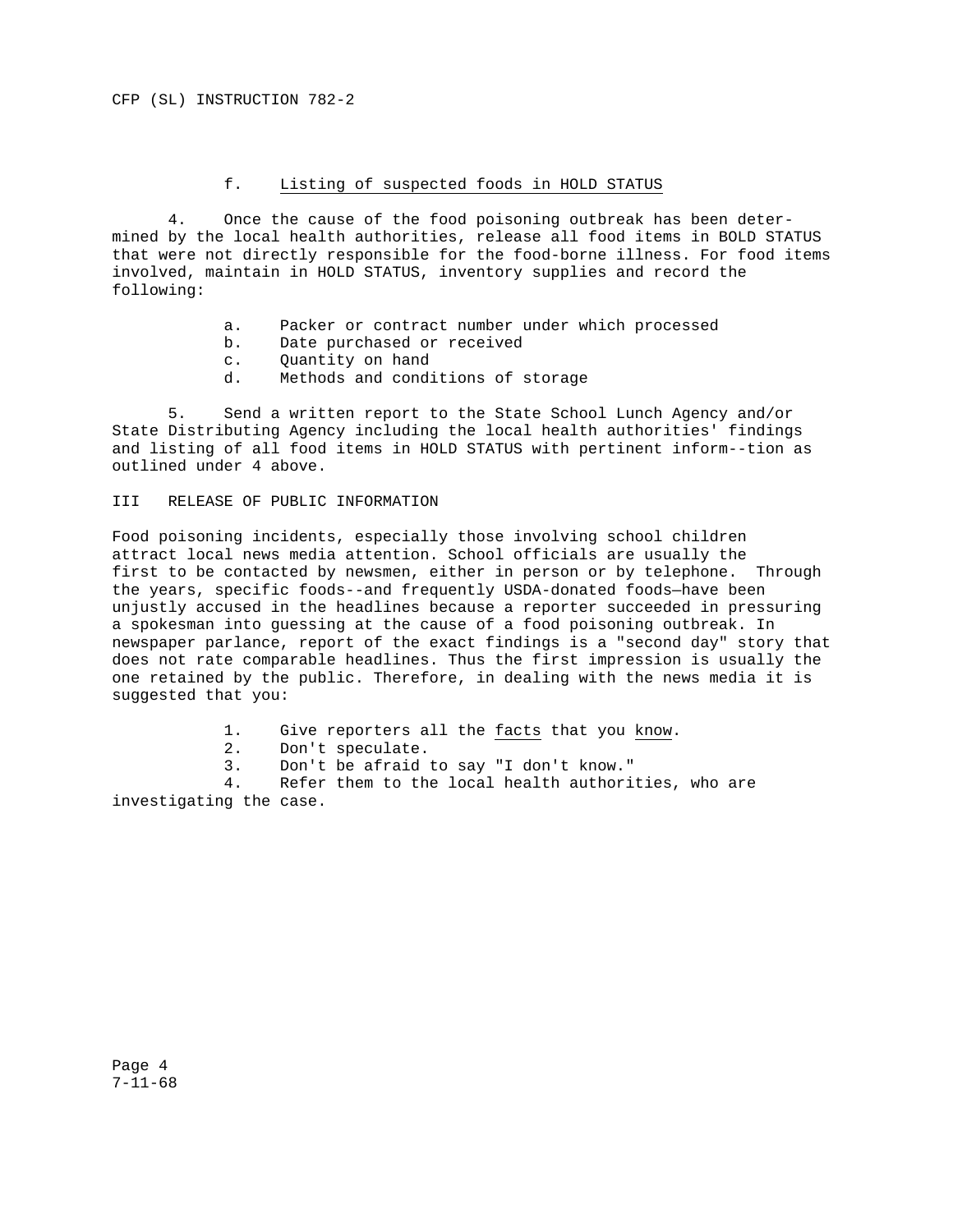f. <u>Listing of suspected foods in HOLD STATUS</u>

4. Once the cause of the food poisoning outbreak has been determined by the local health authorities, release all food items in BOLD STATUS that were not directly responsible for the food-borne illness. For food items involved, maintain in HOLD STATUS, inventory supplies and record the following:

a. Packer or contract number under which processed
b. Date purchased or received
c. Quantity on hand
d. Methods and conditions of storage

5. Send a written report to the State School Lunch Agency and/or State Distributing Agency including the local health authorities' findings and listing of all food items in HOLD STATUS with pertinent inform--tion as outlined under 4 above.

## III RELEASE OF PUBLIC INFORMATION

Food poisoning incidents, especially those involving school children attract local news media attention. School officials are usually the first to be contacted by newsmen, either in person or by telephone. Through the years, specific foods--and frequently USDA-donated foods—have been unjustly accused in the headlines because a reporter succeeded in pressuring a spokesman into guessing at the cause of a food poisoning outbreak. In newspaper parlance, report of the exact findings is a "second day" story that does not rate comparable headlines. Thus the first impression is usually the one retained by the public. Therefore, in dealing with the news media it is suggested that you:

1. Give reporters all the <u>facts</u> that you <u>know</u>.
2. Don't speculate.
3. Don't be afraid to say "I don't know."
4. Refer them to the local health authorities, who are investigating the case.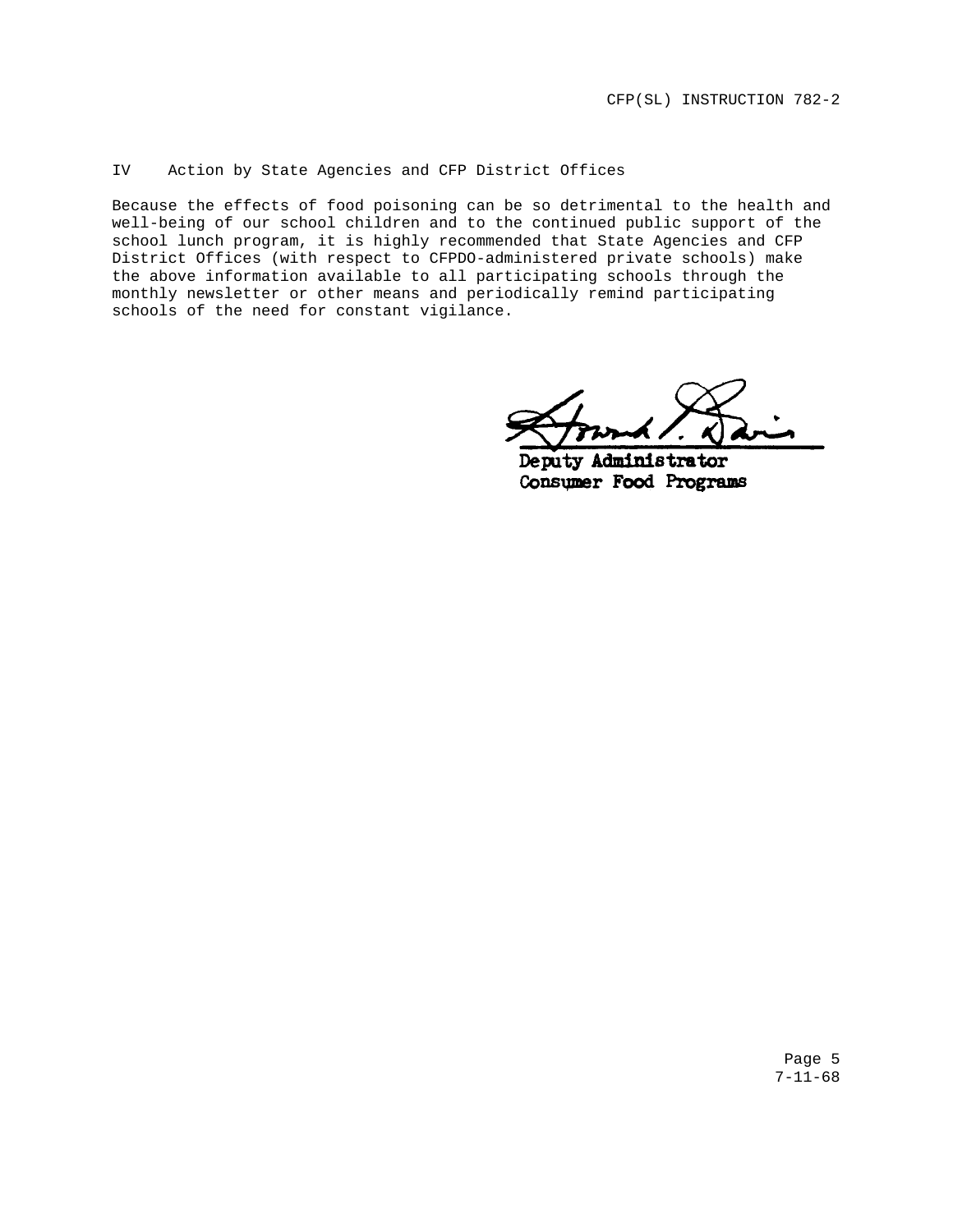## IV Action by State Agencies and CFP District Offices

Because the effects of food poisoning can be so detrimental to the health and well-being of our school children and to the continued public support of the school lunch program, it is highly recommended that State Agencies and CFP District Offices (with respect to CFPDO-administered private schools) make the above information available to all participating schools through the monthly newsletter or other means and periodically remind participating schools of the need for constant vigilance.

Howard P. Davis
Deputy Administrator
Consumer Food Programs

7-11-68